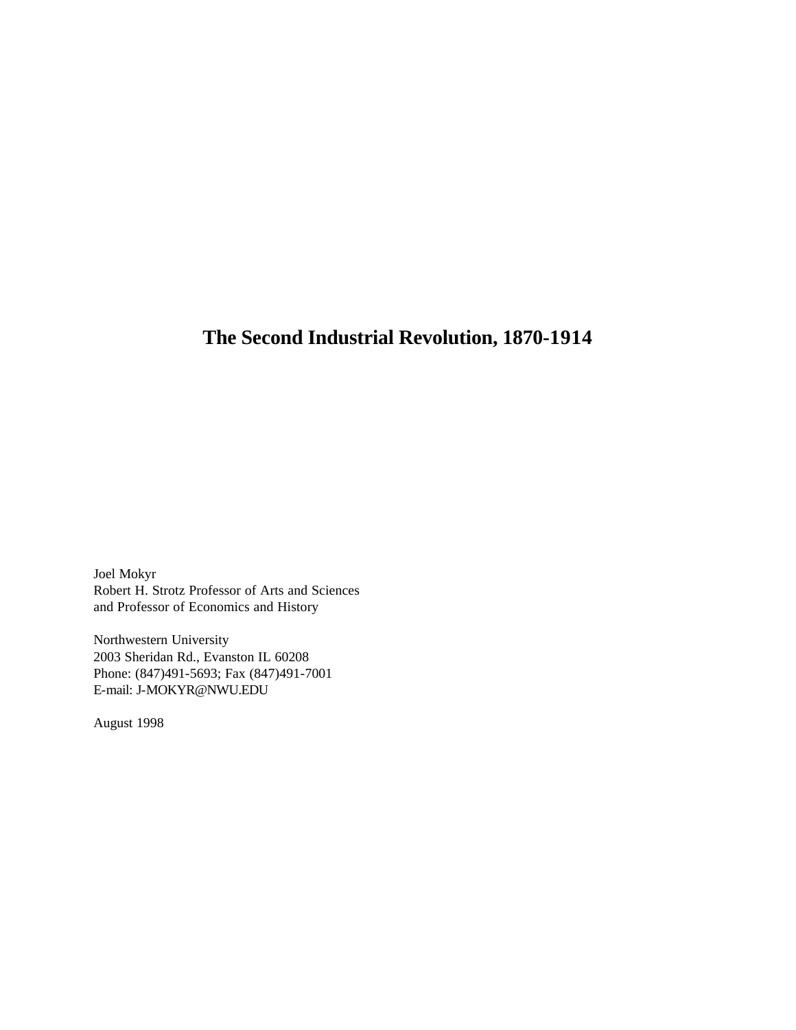# The Second Industrial Revolution, 1870-1914

Joel Mokyr
Robert H. Strotz Professor of Arts and Sciences
and Professor of Economics and History

Northwestern University
2003 Sheridan Rd., Evanston IL 60208
Phone: (847)491-5693; Fax (847)491-7001
E-mail: J-MOKYR@NWU.EDU

August 1998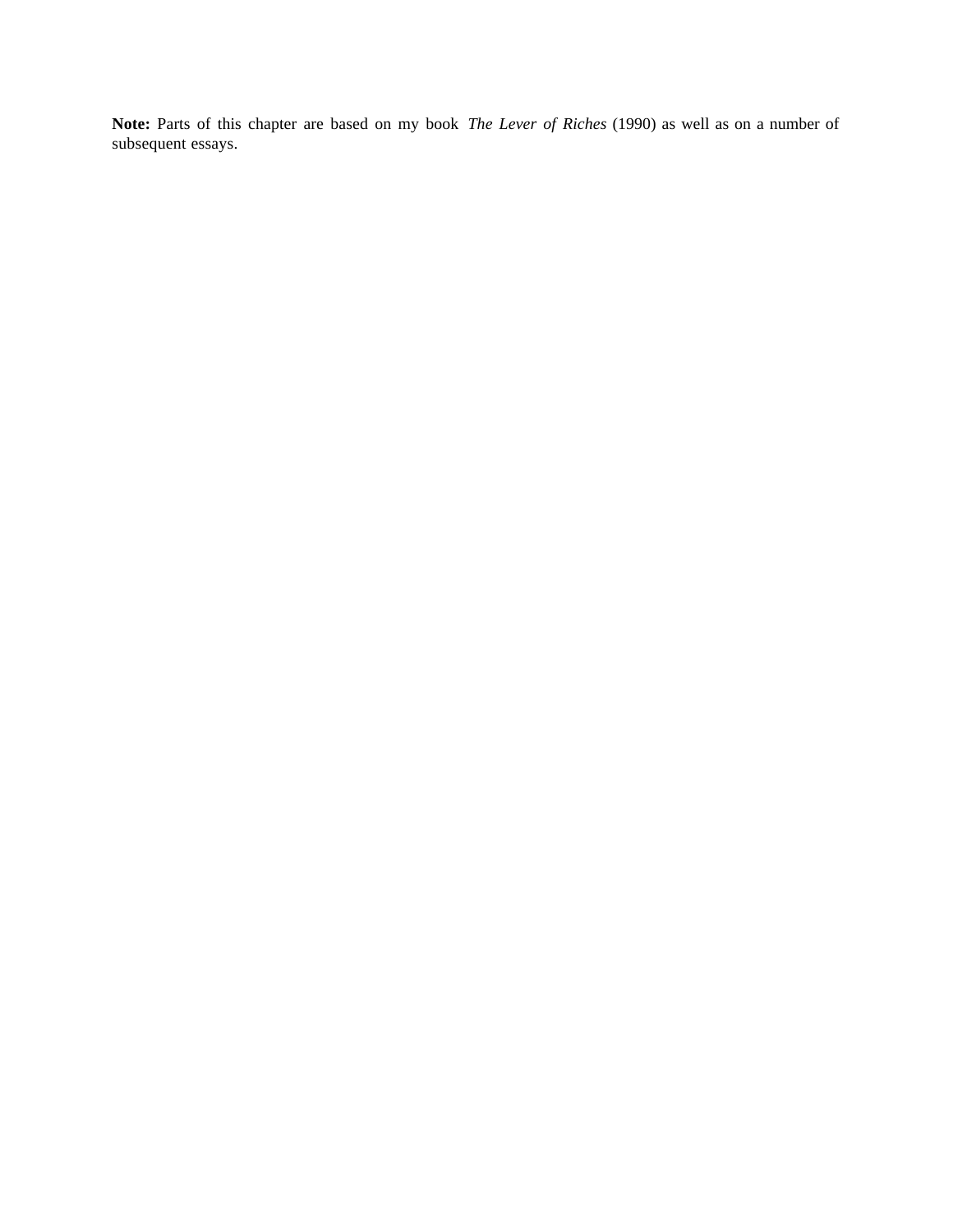**Note:** Parts of this chapter are based on my book *The Lever of Riches* (1990) as well as on a number of subsequent essays.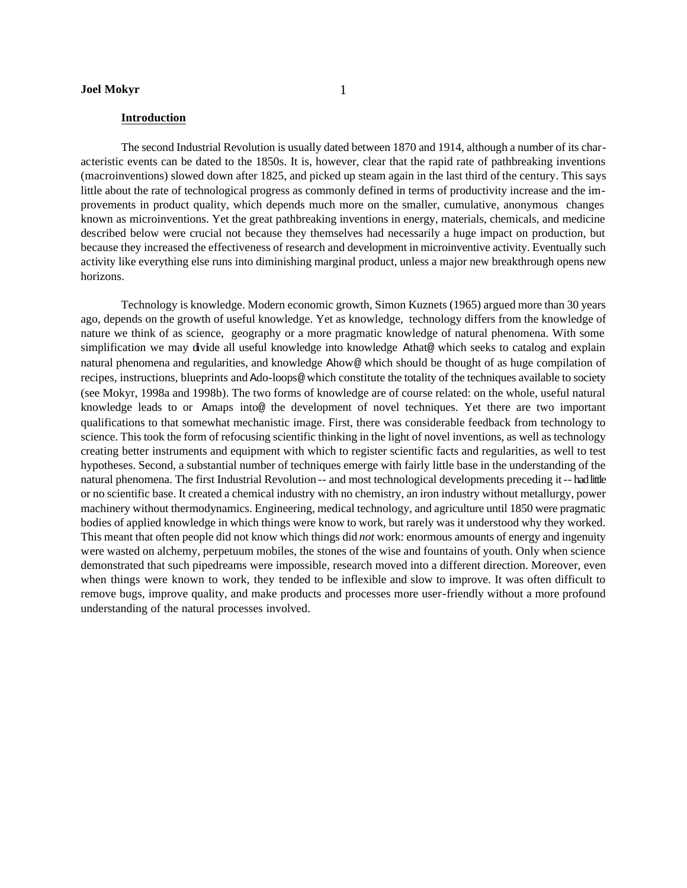## Introduction

The second Industrial Revolution is usually dated between 1870 and 1914, although a number of its characteristic events can be dated to the 1850s. It is, however, clear that the rapid rate of pathbreaking inventions (macroinventions) slowed down after 1825, and picked up steam again in the last third of the century. This says little about the rate of technological progress as commonly defined in terms of productivity increase and the improvements in product quality, which depends much more on the smaller, cumulative, anonymous changes known as microinventions. Yet the great pathbreaking inventions in energy, materials, chemicals, and medicine described below were crucial not because they themselves had necessarily a huge impact on production, but because they increased the effectiveness of research and development in microinventive activity. Eventually such activity like everything else runs into diminishing marginal product, unless a major new breakthrough opens new horizons.

Technology is knowledge. Modern economic growth, Simon Kuznets (1965) argued more than 30 years ago, depends on the growth of useful knowledge. Yet as knowledge, technology differs from the knowledge of nature we think of as science, geography or a more pragmatic knowledge of natural phenomena. With some simplification we may divide all useful knowledge into knowledge Athat@ which seeks to catalog and explain natural phenomena and regularities, and knowledge Ahow@ which should be thought of as huge compilation of recipes, instructions, blueprints and Ado-loops@ which constitute the totality of the techniques available to society (see Mokyr, 1998a and 1998b). The two forms of knowledge are of course related: on the whole, useful natural knowledge leads to or Amaps into@ the development of novel techniques. Yet there are two important qualifications to that somewhat mechanistic image. First, there was considerable feedback from technology to science. This took the form of refocusing scientific thinking in the light of novel inventions, as well as technology creating better instruments and equipment with which to register scientific facts and regularities, as well to test hypotheses. Second, a substantial number of techniques emerge with fairly little base in the understanding of the natural phenomena. The first Industrial Revolution -- and most technological developments preceding it -- had little or no scientific base. It created a chemical industry with no chemistry, an iron industry without metallurgy, power machinery without thermodynamics. Engineering, medical technology, and agriculture until 1850 were pragmatic bodies of applied knowledge in which things were know to work, but rarely was it understood why they worked. This meant that often people did not know which things did *not* work: enormous amounts of energy and ingenuity were wasted on alchemy, perpetuum mobiles, the stones of the wise and fountains of youth. Only when science demonstrated that such pipedreams were impossible, research moved into a different direction. Moreover, even when things were known to work, they tended to be inflexible and slow to improve. It was often difficult to remove bugs, improve quality, and make products and processes more user-friendly without a more profound understanding of the natural processes involved.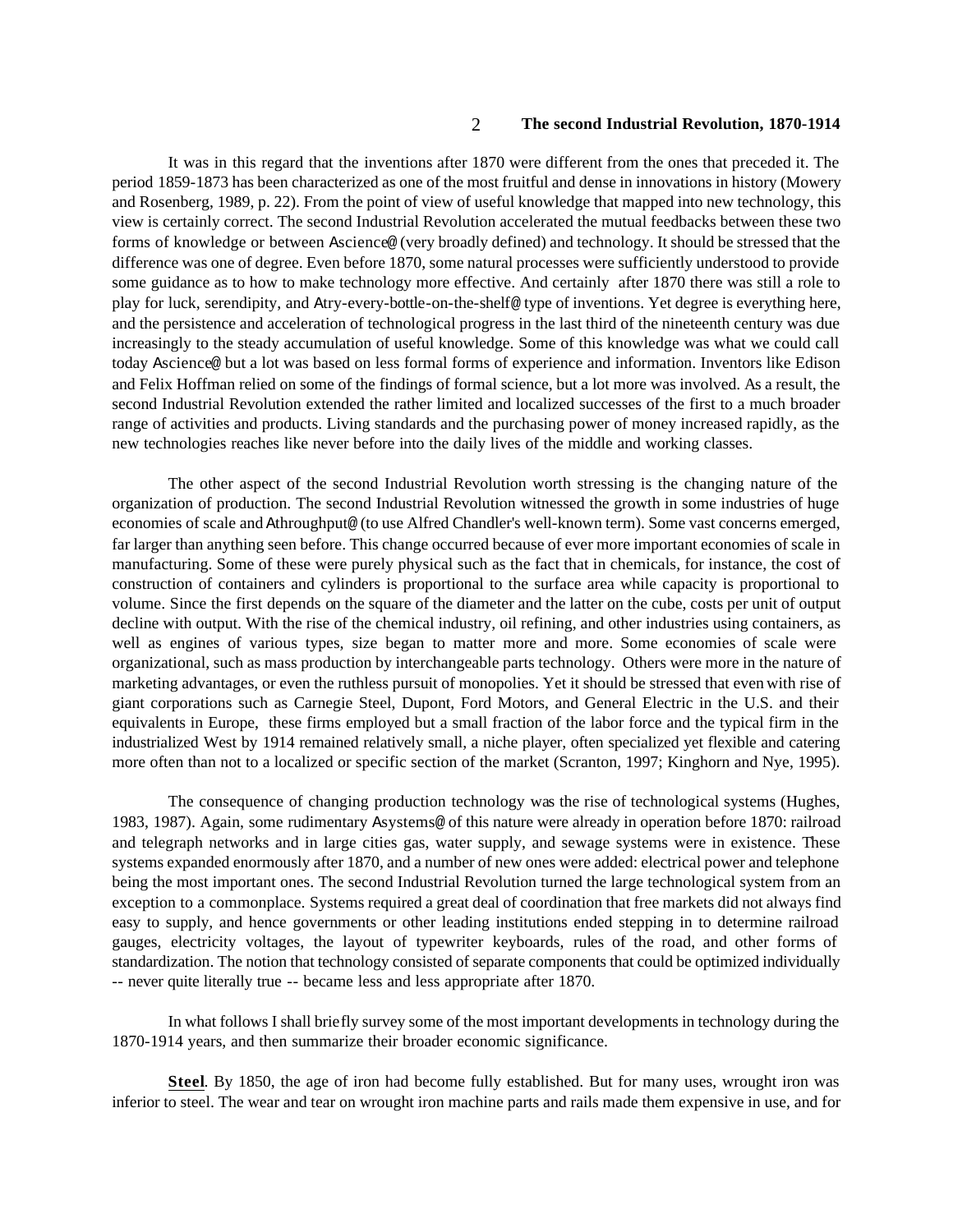It was in this regard that the inventions after 1870 were different from the ones that preceded it. The period 1859-1873 has been characterized as one of the most fruitful and dense in innovations in history (Mowery and Rosenberg, 1989, p. 22). From the point of view of useful knowledge that mapped into new technology, this view is certainly correct. The second Industrial Revolution accelerated the mutual feedbacks between these two forms of knowledge or between Ascience@ (very broadly defined) and technology. It should be stressed that the difference was one of degree. Even before 1870, some natural processes were sufficiently understood to provide some guidance as to how to make technology more effective. And certainly after 1870 there was still a role to play for luck, serendipity, and Atry-every-bottle-on-the-shelf@ type of inventions. Yet degree is everything here, and the persistence and acceleration of technological progress in the last third of the nineteenth century was due increasingly to the steady accumulation of useful knowledge. Some of this knowledge was what we could call today Ascience@ but a lot was based on less formal forms of experience and information. Inventors like Edison and Felix Hoffman relied on some of the findings of formal science, but a lot more was involved. As a result, the second Industrial Revolution extended the rather limited and localized successes of the first to a much broader range of activities and products. Living standards and the purchasing power of money increased rapidly, as the new technologies reaches like never before into the daily lives of the middle and working classes.

The other aspect of the second Industrial Revolution worth stressing is the changing nature of the organization of production. The second Industrial Revolution witnessed the growth in some industries of huge economies of scale and Athroughput@ (to use Alfred Chandler's well-known term). Some vast concerns emerged, far larger than anything seen before. This change occurred because of ever more important economies of scale in manufacturing. Some of these were purely physical such as the fact that in chemicals, for instance, the cost of construction of containers and cylinders is proportional to the surface area while capacity is proportional to volume. Since the first depends on the square of the diameter and the latter on the cube, costs per unit of output decline with output. With the rise of the chemical industry, oil refining, and other industries using containers, as well as engines of various types, size began to matter more and more. Some economies of scale were organizational, such as mass production by interchangeable parts technology. Others were more in the nature of marketing advantages, or even the ruthless pursuit of monopolies. Yet it should be stressed that even with rise of giant corporations such as Carnegie Steel, Dupont, Ford Motors, and General Electric in the U.S. and their equivalents in Europe, these firms employed but a small fraction of the labor force and the typical firm in the industrialized West by 1914 remained relatively small, a niche player, often specialized yet flexible and catering more often than not to a localized or specific section of the market (Scranton, 1997; Kinghorn and Nye, 1995).

The consequence of changing production technology was the rise of technological systems (Hughes, 1983, 1987). Again, some rudimentary Asystems@ of this nature were already in operation before 1870: railroad and telegraph networks and in large cities gas, water supply, and sewage systems were in existence. These systems expanded enormously after 1870, and a number of new ones were added: electrical power and telephone being the most important ones. The second Industrial Revolution turned the large technological system from an exception to a commonplace. Systems required a great deal of coordination that free markets did not always find easy to supply, and hence governments or other leading institutions ended stepping in to determine railroad gauges, electricity voltages, the layout of typewriter keyboards, rules of the road, and other forms of standardization. The notion that technology consisted of separate components that could be optimized individually -- never quite literally true -- became less and less appropriate after 1870.

In what follows I shall briefly survey some of the most important developments in technology during the 1870-1914 years, and then summarize their broader economic significance.

**Steel**. By 1850, the age of iron had become fully established. But for many uses, wrought iron was inferior to steel. The wear and tear on wrought iron machine parts and rails made them expensive in use, and for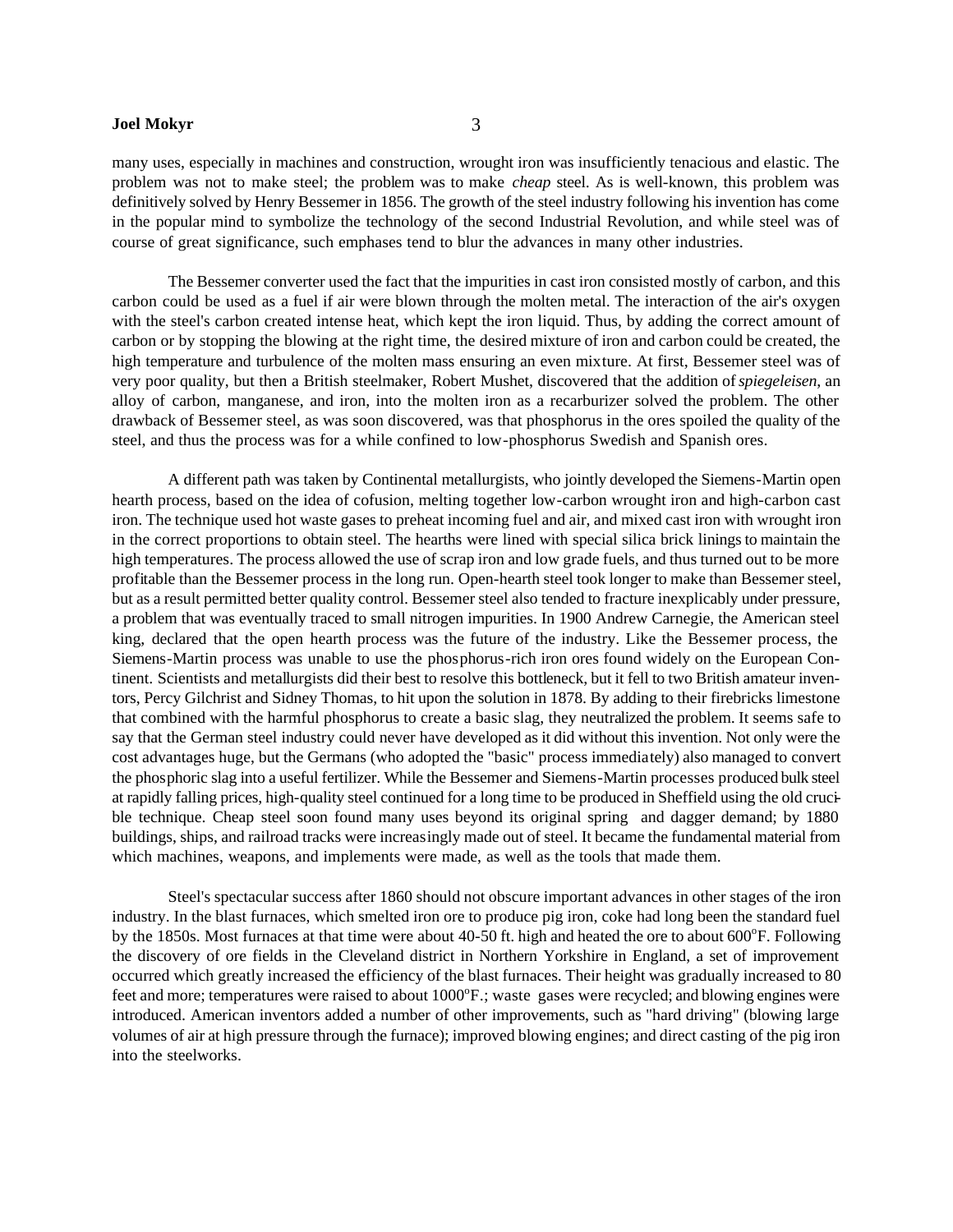many uses, especially in machines and construction, wrought iron was insufficiently tenacious and elastic. The problem was not to make steel; the problem was to make *cheap* steel. As is well-known, this problem was definitively solved by Henry Bessemer in 1856. The growth of the steel industry following his invention has come in the popular mind to symbolize the technology of the second Industrial Revolution, and while steel was of course of great significance, such emphases tend to blur the advances in many other industries.

The Bessemer converter used the fact that the impurities in cast iron consisted mostly of carbon, and this carbon could be used as a fuel if air were blown through the molten metal. The interaction of the air's oxygen with the steel's carbon created intense heat, which kept the iron liquid. Thus, by adding the correct amount of carbon or by stopping the blowing at the right time, the desired mixture of iron and carbon could be created, the high temperature and turbulence of the molten mass ensuring an even mixture. At first, Bessemer steel was of very poor quality, but then a British steelmaker, Robert Mushet, discovered that the addition of *spiegeleisen*, an alloy of carbon, manganese, and iron, into the molten iron as a recarburizer solved the problem. The other drawback of Bessemer steel, as was soon discovered, was that phosphorus in the ores spoiled the quality of the steel, and thus the process was for a while confined to low-phosphorus Swedish and Spanish ores.

A different path was taken by Continental metallurgists, who jointly developed the Siemens-Martin open hearth process, based on the idea of cofusion, melting together low-carbon wrought iron and high-carbon cast iron. The technique used hot waste gases to preheat incoming fuel and air, and mixed cast iron with wrought iron in the correct proportions to obtain steel. The hearths were lined with special silica brick linings to maintain the high temperatures. The process allowed the use of scrap iron and low grade fuels, and thus turned out to be more profitable than the Bessemer process in the long run. Open-hearth steel took longer to make than Bessemer steel, but as a result permitted better quality control. Bessemer steel also tended to fracture inexplicably under pressure, a problem that was eventually traced to small nitrogen impurities. In 1900 Andrew Carnegie, the American steel king, declared that the open hearth process was the future of the industry. Like the Bessemer process, the Siemens-Martin process was unable to use the phosphorus-rich iron ores found widely on the European Continent. Scientists and metallurgists did their best to resolve this bottleneck, but it fell to two British amateur inventors, Percy Gilchrist and Sidney Thomas, to hit upon the solution in 1878. By adding to their firebricks limestone that combined with the harmful phosphorus to create a basic slag, they neutralized the problem. It seems safe to say that the German steel industry could never have developed as it did without this invention. Not only were the cost advantages huge, but the Germans (who adopted the "basic" process immediately) also managed to convert the phosphoric slag into a useful fertilizer. While the Bessemer and Siemens-Martin processes produced bulk steel at rapidly falling prices, high-quality steel continued for a long time to be produced in Sheffield using the old crucible technique. Cheap steel soon found many uses beyond its original spring and dagger demand; by 1880 buildings, ships, and railroad tracks were increasingly made out of steel. It became the fundamental material from which machines, weapons, and implements were made, as well as the tools that made them.

Steel's spectacular success after 1860 should not obscure important advances in other stages of the iron industry. In the blast furnaces, which smelted iron ore to produce pig iron, coke had long been the standard fuel by the 1850s. Most furnaces at that time were about 40-50 ft. high and heated the ore to about 600°F. Following the discovery of ore fields in the Cleveland district in Northern Yorkshire in England, a set of improvement occurred which greatly increased the efficiency of the blast furnaces. Their height was gradually increased to 80 feet and more; temperatures were raised to about 1000°F.; waste gases were recycled; and blowing engines were introduced. American inventors added a number of other improvements, such as "hard driving" (blowing large volumes of air at high pressure through the furnace); improved blowing engines; and direct casting of the pig iron into the steelworks.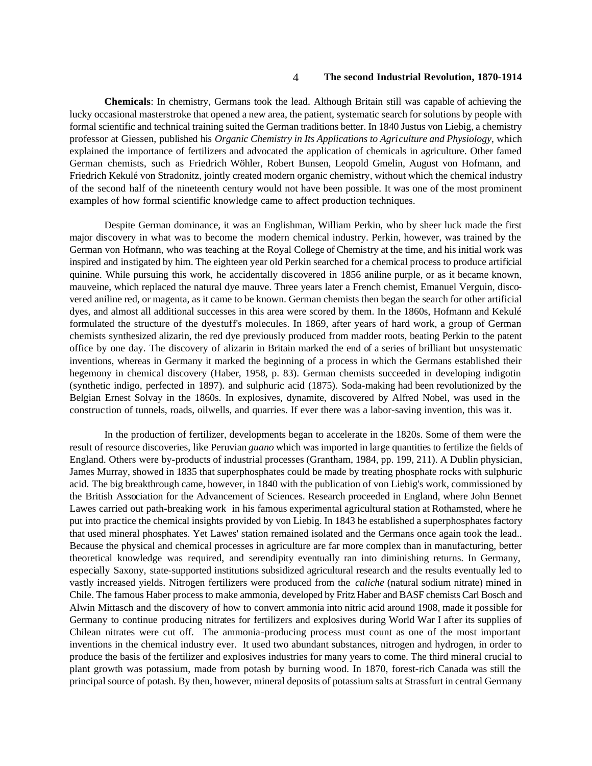**Chemicals**: In chemistry, Germans took the lead. Although Britain still was capable of achieving the lucky occasional masterstroke that opened a new area, the patient, systematic search for solutions by people with formal scientific and technical training suited the German traditions better. In 1840 Justus von Liebig, a chemistry professor at Giessen, published his *Organic Chemistry in Its Applications to Agriculture and Physiology*, which explained the importance of fertilizers and advocated the application of chemicals in agriculture. Other famed German chemists, such as Friedrich Wöhler, Robert Bunsen, Leopold Gmelin, August von Hofmann, and Friedrich Kekulé von Stradonitz, jointly created modern organic chemistry, without which the chemical industry of the second half of the nineteenth century would not have been possible. It was one of the most prominent examples of how formal scientific knowledge came to affect production techniques.

Despite German dominance, it was an Englishman, William Perkin, who by sheer luck made the first major discovery in what was to become the modern chemical industry. Perkin, however, was trained by the German von Hofmann, who was teaching at the Royal College of Chemistry at the time, and his initial work was inspired and instigated by him. The eighteen year old Perkin searched for a chemical process to produce artificial quinine. While pursuing this work, he accidentally discovered in 1856 aniline purple, or as it became known, mauveine, which replaced the natural dye mauve. Three years later a French chemist, Emanuel Verguin, discovered aniline red, or magenta, as it came to be known. German chemists then began the search for other artificial dyes, and almost all additional successes in this area were scored by them. In the 1860s, Hofmann and Kekulé formulated the structure of the dyestuff's molecules. In 1869, after years of hard work, a group of German chemists synthesized alizarin, the red dye previously produced from madder roots, beating Perkin to the patent office by one day. The discovery of alizarin in Britain marked the end of a series of brilliant but unsystematic inventions, whereas in Germany it marked the beginning of a process in which the Germans established their hegemony in chemical discovery (Haber, 1958, p. 83). German chemists succeeded in developing indigotin (synthetic indigo, perfected in 1897). and sulphuric acid (1875). Soda-making had been revolutionized by the Belgian Ernest Solvay in the 1860s. In explosives, dynamite, discovered by Alfred Nobel, was used in the construction of tunnels, roads, oilwells, and quarries. If ever there was a labor-saving invention, this was it.

In the production of fertilizer, developments began to accelerate in the 1820s. Some of them were the result of resource discoveries, like Peruvian *guano* which was imported in large quantities to fertilize the fields of England. Others were by-products of industrial processes (Grantham, 1984, pp. 199, 211). A Dublin physician, James Murray, showed in 1835 that superphosphates could be made by treating phosphate rocks with sulphuric acid. The big breakthrough came, however, in 1840 with the publication of von Liebig's work, commissioned by the British Association for the Advancement of Sciences. Research proceeded in England, where John Bennet Lawes carried out path-breaking work in his famous experimental agricultural station at Rothamsted, where he put into practice the chemical insights provided by von Liebig. In 1843 he established a superphosphates factory that used mineral phosphates. Yet Lawes' station remained isolated and the Germans once again took the lead.. Because the physical and chemical processes in agriculture are far more complex than in manufacturing, better theoretical knowledge was required, and serendipity eventually ran into diminishing returns. In Germany, especially Saxony, state-supported institutions subsidized agricultural research and the results eventually led to vastly increased yields. Nitrogen fertilizers were produced from the *caliche* (natural sodium nitrate) mined in Chile. The famous Haber process to make ammonia, developed by Fritz Haber and BASF chemists Carl Bosch and Alwin Mittasch and the discovery of how to convert ammonia into nitric acid around 1908, made it possible for Germany to continue producing nitrates for fertilizers and explosives during World War I after its supplies of Chilean nitrates were cut off. The ammonia-producing process must count as one of the most important inventions in the chemical industry ever. It used two abundant substances, nitrogen and hydrogen, in order to produce the basis of the fertilizer and explosives industries for many years to come. The third mineral crucial to plant growth was potassium, made from potash by burning wood. In 1870, forest-rich Canada was still the principal source of potash. By then, however, mineral deposits of potassium salts at Strassfurt in central Germany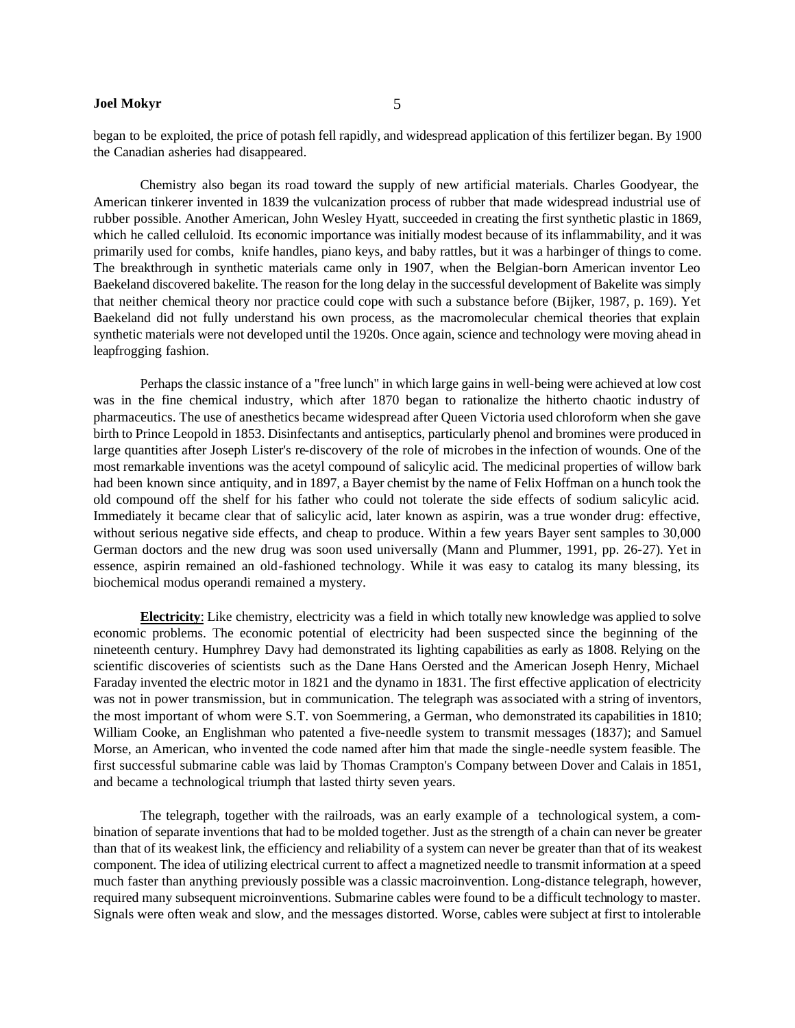began to be exploited, the price of potash fell rapidly, and widespread application of this fertilizer began. By 1900 the Canadian asheries had disappeared.

Chemistry also began its road toward the supply of new artificial materials. Charles Goodyear, the American tinkerer invented in 1839 the vulcanization process of rubber that made widespread industrial use of rubber possible. Another American, John Wesley Hyatt, succeeded in creating the first synthetic plastic in 1869, which he called celluloid. Its economic importance was initially modest because of its inflammability, and it was primarily used for combs, knife handles, piano keys, and baby rattles, but it was a harbinger of things to come. The breakthrough in synthetic materials came only in 1907, when the Belgian-born American inventor Leo Baekeland discovered bakelite. The reason for the long delay in the successful development of Bakelite was simply that neither chemical theory nor practice could cope with such a substance before (Bijker, 1987, p. 169). Yet Baekeland did not fully understand his own process, as the macromolecular chemical theories that explain synthetic materials were not developed until the 1920s. Once again, science and technology were moving ahead in leapfrogging fashion.

Perhaps the classic instance of a "free lunch" in which large gains in well-being were achieved at low cost was in the fine chemical industry, which after 1870 began to rationalize the hitherto chaotic industry of pharmaceutics. The use of anesthetics became widespread after Queen Victoria used chloroform when she gave birth to Prince Leopold in 1853. Disinfectants and antiseptics, particularly phenol and bromines were produced in large quantities after Joseph Lister's re-discovery of the role of microbes in the infection of wounds. One of the most remarkable inventions was the acetyl compound of salicylic acid. The medicinal properties of willow bark had been known since antiquity, and in 1897, a Bayer chemist by the name of Felix Hoffman on a hunch took the old compound off the shelf for his father who could not tolerate the side effects of sodium salicylic acid. Immediately it became clear that of salicylic acid, later known as aspirin, was a true wonder drug: effective, without serious negative side effects, and cheap to produce. Within a few years Bayer sent samples to 30,000 German doctors and the new drug was soon used universally (Mann and Plummer, 1991, pp. 26-27). Yet in essence, aspirin remained an old-fashioned technology. While it was easy to catalog its many blessing, its biochemical modus operandi remained a mystery.

**Electricity**: Like chemistry, electricity was a field in which totally new knowledge was applied to solve economic problems. The economic potential of electricity had been suspected since the beginning of the nineteenth century. Humphrey Davy had demonstrated its lighting capabilities as early as 1808. Relying on the scientific discoveries of scientists such as the Dane Hans Oersted and the American Joseph Henry, Michael Faraday invented the electric motor in 1821 and the dynamo in 1831. The first effective application of electricity was not in power transmission, but in communication. The telegraph was associated with a string of inventors, the most important of whom were S.T. von Soemmering, a German, who demonstrated its capabilities in 1810; William Cooke, an Englishman who patented a five-needle system to transmit messages (1837); and Samuel Morse, an American, who invented the code named after him that made the single-needle system feasible. The first successful submarine cable was laid by Thomas Crampton's Company between Dover and Calais in 1851, and became a technological triumph that lasted thirty seven years.

The telegraph, together with the railroads, was an early example of a technological system, a combination of separate inventions that had to be molded together. Just as the strength of a chain can never be greater than that of its weakest link, the efficiency and reliability of a system can never be greater than that of its weakest component. The idea of utilizing electrical current to affect a magnetized needle to transmit information at a speed much faster than anything previously possible was a classic macroinvention. Long-distance telegraph, however, required many subsequent microinventions. Submarine cables were found to be a difficult technology to master. Signals were often weak and slow, and the messages distorted. Worse, cables were subject at first to intolerable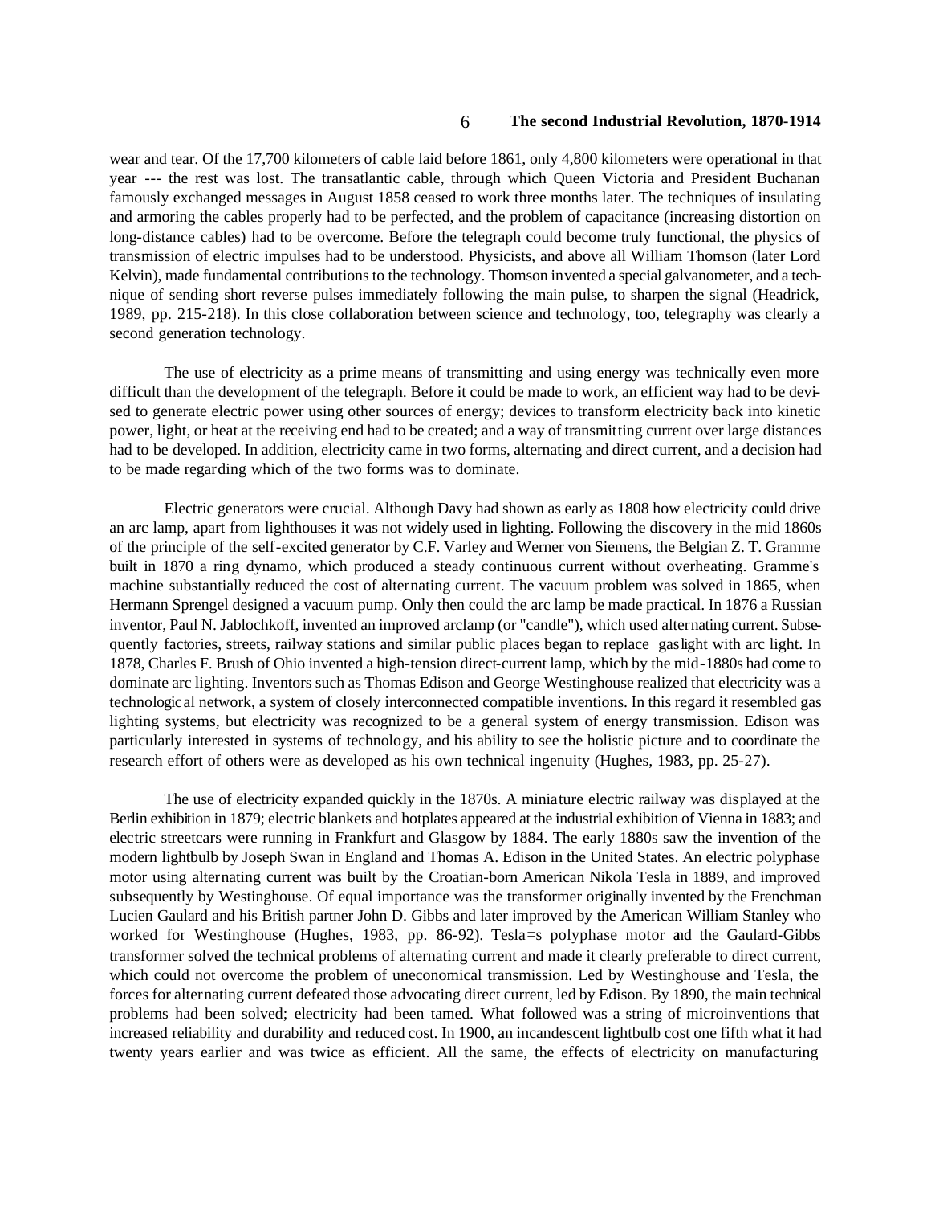wear and tear. Of the 17,700 kilometers of cable laid before 1861, only 4,800 kilometers were operational in that year --- the rest was lost. The transatlantic cable, through which Queen Victoria and President Buchanan famously exchanged messages in August 1858 ceased to work three months later. The techniques of insulating and armoring the cables properly had to be perfected, and the problem of capacitance (increasing distortion on long-distance cables) had to be overcome. Before the telegraph could become truly functional, the physics of transmission of electric impulses had to be understood. Physicists, and above all William Thomson (later Lord Kelvin), made fundamental contributions to the technology. Thomson invented a special galvanometer, and a technique of sending short reverse pulses immediately following the main pulse, to sharpen the signal (Headrick, 1989, pp. 215-218). In this close collaboration between science and technology, too, telegraphy was clearly a second generation technology.

The use of electricity as a prime means of transmitting and using energy was technically even more difficult than the development of the telegraph. Before it could be made to work, an efficient way had to be devised to generate electric power using other sources of energy; devices to transform electricity back into kinetic power, light, or heat at the receiving end had to be created; and a way of transmitting current over large distances had to be developed. In addition, electricity came in two forms, alternating and direct current, and a decision had to be made regarding which of the two forms was to dominate.

Electric generators were crucial. Although Davy had shown as early as 1808 how electricity could drive an arc lamp, apart from lighthouses it was not widely used in lighting. Following the discovery in the mid 1860s of the principle of the self-excited generator by C.F. Varley and Werner von Siemens, the Belgian Z. T. Gramme built in 1870 a ring dynamo, which produced a steady continuous current without overheating. Gramme's machine substantially reduced the cost of alternating current. The vacuum problem was solved in 1865, when Hermann Sprengel designed a vacuum pump. Only then could the arc lamp be made practical. In 1876 a Russian inventor, Paul N. Jablochkoff, invented an improved arclamp (or "candle"), which used alternating current. Subsequently factories, streets, railway stations and similar public places began to replace gaslight with arc light. In 1878, Charles F. Brush of Ohio invented a high-tension direct-current lamp, which by the mid-1880s had come to dominate arc lighting. Inventors such as Thomas Edison and George Westinghouse realized that electricity was a technological network, a system of closely interconnected compatible inventions. In this regard it resembled gas lighting systems, but electricity was recognized to be a general system of energy transmission. Edison was particularly interested in systems of technology, and his ability to see the holistic picture and to coordinate the research effort of others were as developed as his own technical ingenuity (Hughes, 1983, pp. 25-27).

The use of electricity expanded quickly in the 1870s. A miniature electric railway was displayed at the Berlin exhibition in 1879; electric blankets and hotplates appeared at the industrial exhibition of Vienna in 1883; and electric streetcars were running in Frankfurt and Glasgow by 1884. The early 1880s saw the invention of the modern lightbulb by Joseph Swan in England and Thomas A. Edison in the United States. An electric polyphase motor using alternating current was built by the Croatian-born American Nikola Tesla in 1889, and improved subsequently by Westinghouse. Of equal importance was the transformer originally invented by the Frenchman Lucien Gaulard and his British partner John D. Gibbs and later improved by the American William Stanley who worked for Westinghouse (Hughes, 1983, pp. 86-92). Tesla=s polyphase motor and the Gaulard-Gibbs transformer solved the technical problems of alternating current and made it clearly preferable to direct current, which could not overcome the problem of uneconomical transmission. Led by Westinghouse and Tesla, the forces for alternating current defeated those advocating direct current, led by Edison. By 1890, the main technical problems had been solved; electricity had been tamed. What followed was a string of microinventions that increased reliability and durability and reduced cost. In 1900, an incandescent lightbulb cost one fifth what it had twenty years earlier and was twice as efficient. All the same, the effects of electricity on manufacturing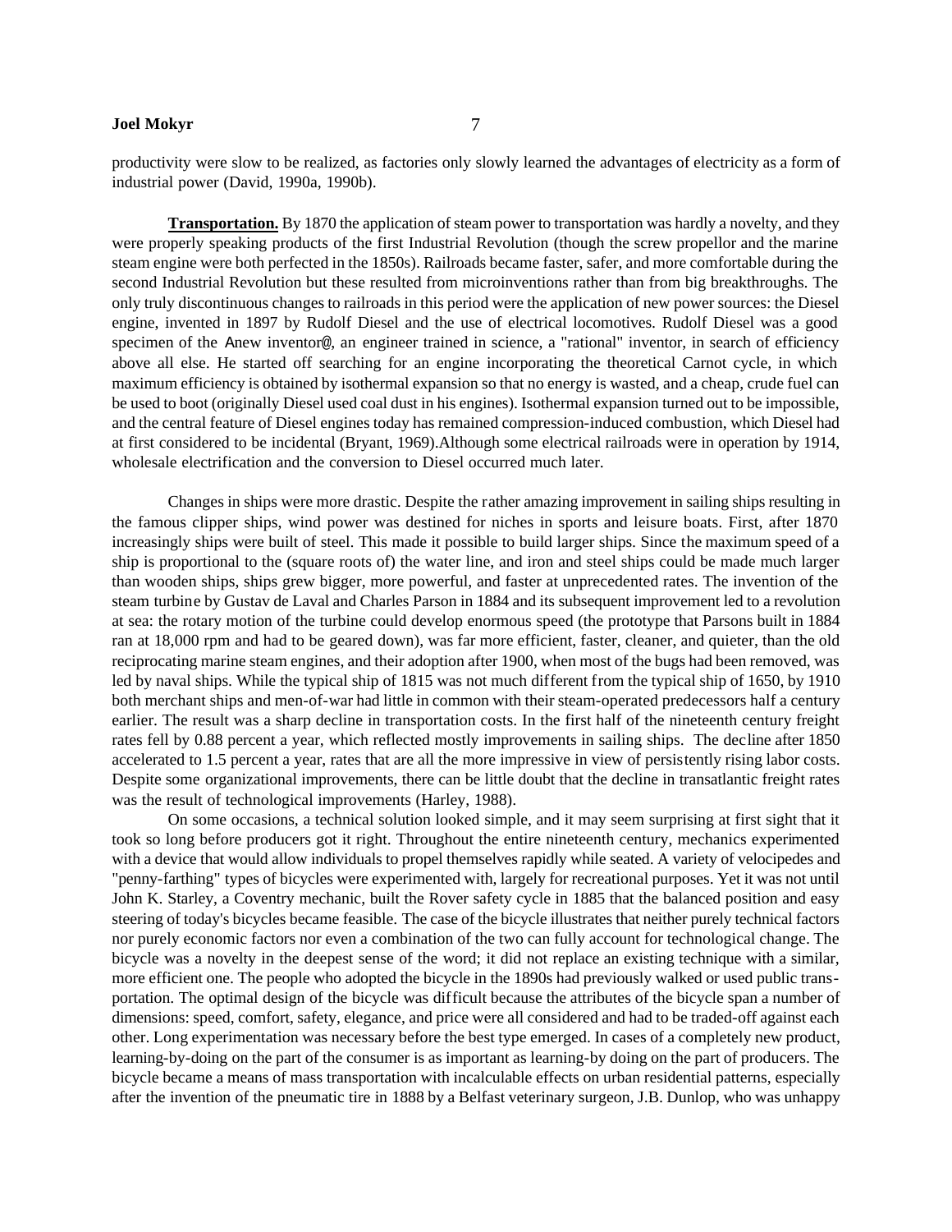productivity were slow to be realized, as factories only slowly learned the advantages of electricity as a form of industrial power (David, 1990a, 1990b).

**Transportation.** By 1870 the application of steam power to transportation was hardly a novelty, and they were properly speaking products of the first Industrial Revolution (though the screw propellor and the marine steam engine were both perfected in the 1850s). Railroads became faster, safer, and more comfortable during the second Industrial Revolution but these resulted from microinventions rather than from big breakthroughs. The only truly discontinuous changes to railroads in this period were the application of new power sources: the Diesel engine, invented in 1897 by Rudolf Diesel and the use of electrical locomotives. Rudolf Diesel was a good specimen of the Anew inventor@, an engineer trained in science, a "rational" inventor, in search of efficiency above all else. He started off searching for an engine incorporating the theoretical Carnot cycle, in which maximum efficiency is obtained by isothermal expansion so that no energy is wasted, and a cheap, crude fuel can be used to boot (originally Diesel used coal dust in his engines). Isothermal expansion turned out to be impossible, and the central feature of Diesel engines today has remained compression-induced combustion, which Diesel had at first considered to be incidental (Bryant, 1969).Although some electrical railroads were in operation by 1914, wholesale electrification and the conversion to Diesel occurred much later.

Changes in ships were more drastic. Despite the rather amazing improvement in sailing ships resulting in the famous clipper ships, wind power was destined for niches in sports and leisure boats. First, after 1870 increasingly ships were built of steel. This made it possible to build larger ships. Since the maximum speed of a ship is proportional to the (square roots of) the water line, and iron and steel ships could be made much larger than wooden ships, ships grew bigger, more powerful, and faster at unprecedented rates. The invention of the steam turbine by Gustav de Laval and Charles Parson in 1884 and its subsequent improvement led to a revolution at sea: the rotary motion of the turbine could develop enormous speed (the prototype that Parsons built in 1884 ran at 18,000 rpm and had to be geared down), was far more efficient, faster, cleaner, and quieter, than the old reciprocating marine steam engines, and their adoption after 1900, when most of the bugs had been removed, was led by naval ships. While the typical ship of 1815 was not much different from the typical ship of 1650, by 1910 both merchant ships and men-of-war had little in common with their steam-operated predecessors half a century earlier. The result was a sharp decline in transportation costs. In the first half of the nineteenth century freight rates fell by 0.88 percent a year, which reflected mostly improvements in sailing ships. The decline after 1850 accelerated to 1.5 percent a year, rates that are all the more impressive in view of persistently rising labor costs. Despite some organizational improvements, there can be little doubt that the decline in transatlantic freight rates was the result of technological improvements (Harley, 1988).

On some occasions, a technical solution looked simple, and it may seem surprising at first sight that it took so long before producers got it right. Throughout the entire nineteenth century, mechanics experimented with a device that would allow individuals to propel themselves rapidly while seated. A variety of velocipedes and "penny-farthing" types of bicycles were experimented with, largely for recreational purposes. Yet it was not until John K. Starley, a Coventry mechanic, built the Rover safety cycle in 1885 that the balanced position and easy steering of today's bicycles became feasible. The case of the bicycle illustrates that neither purely technical factors nor purely economic factors nor even a combination of the two can fully account for technological change. The bicycle was a novelty in the deepest sense of the word; it did not replace an existing technique with a similar, more efficient one. The people who adopted the bicycle in the 1890s had previously walked or used public transportation. The optimal design of the bicycle was difficult because the attributes of the bicycle span a number of dimensions: speed, comfort, safety, elegance, and price were all considered and had to be traded-off against each other. Long experimentation was necessary before the best type emerged. In cases of a completely new product, learning-by-doing on the part of the consumer is as important as learning-by doing on the part of producers. The bicycle became a means of mass transportation with incalculable effects on urban residential patterns, especially after the invention of the pneumatic tire in 1888 by a Belfast veterinary surgeon, J.B. Dunlop, who was unhappy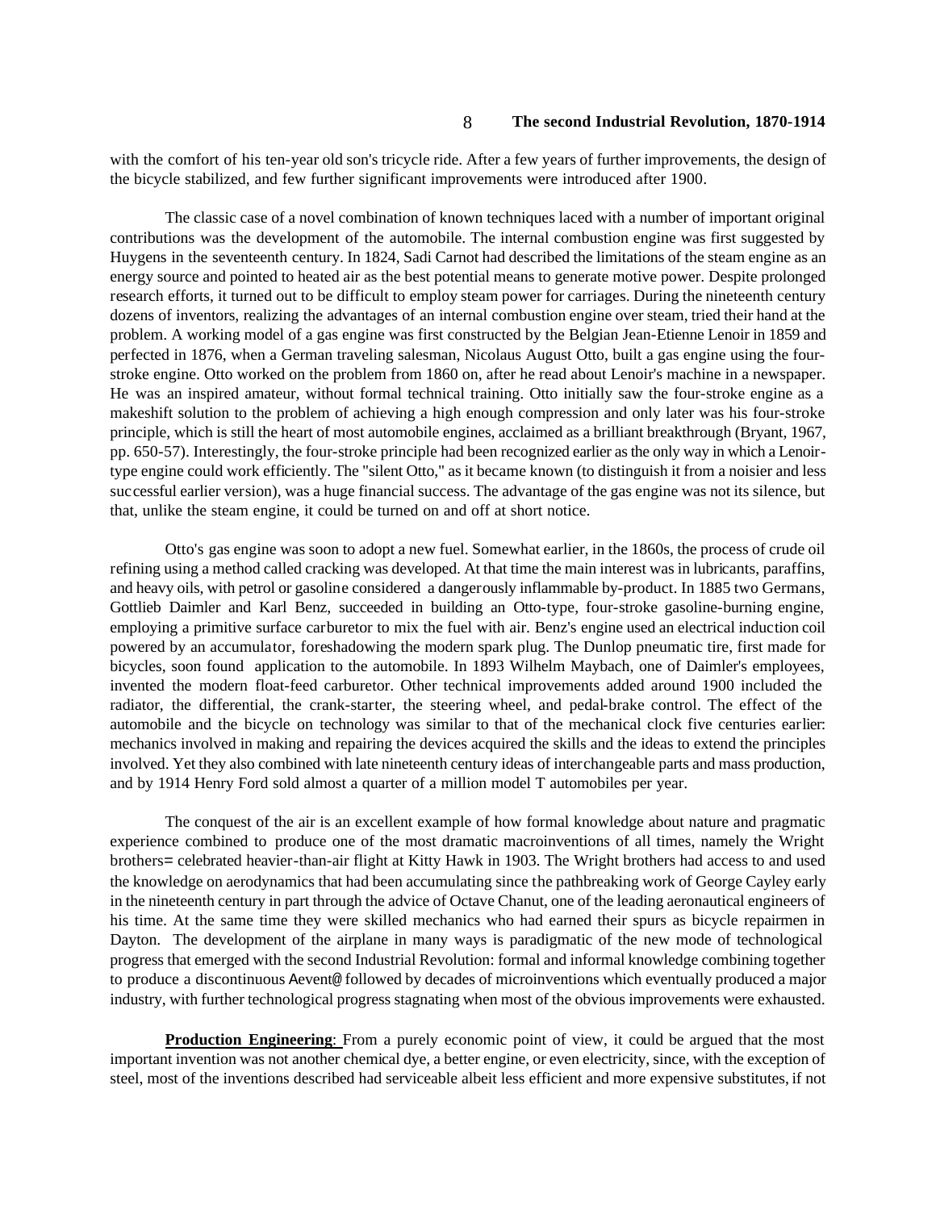with the comfort of his ten-year old son's tricycle ride. After a few years of further improvements, the design of the bicycle stabilized, and few further significant improvements were introduced after 1900.

The classic case of a novel combination of known techniques laced with a number of important original contributions was the development of the automobile. The internal combustion engine was first suggested by Huygens in the seventeenth century. In 1824, Sadi Carnot had described the limitations of the steam engine as an energy source and pointed to heated air as the best potential means to generate motive power. Despite prolonged research efforts, it turned out to be difficult to employ steam power for carriages. During the nineteenth century dozens of inventors, realizing the advantages of an internal combustion engine over steam, tried their hand at the problem. A working model of a gas engine was first constructed by the Belgian Jean-Etienne Lenoir in 1859 and perfected in 1876, when a German traveling salesman, Nicolaus August Otto, built a gas engine using the four-stroke engine. Otto worked on the problem from 1860 on, after he read about Lenoir's machine in a newspaper. He was an inspired amateur, without formal technical training. Otto initially saw the four-stroke engine as a makeshift solution to the problem of achieving a high enough compression and only later was his four-stroke principle, which is still the heart of most automobile engines, acclaimed as a brilliant breakthrough (Bryant, 1967, pp. 650-57). Interestingly, the four-stroke principle had been recognized earlier as the only way in which a Lenoir-type engine could work efficiently. The "silent Otto," as it became known (to distinguish it from a noisier and less successful earlier version), was a huge financial success. The advantage of the gas engine was not its silence, but that, unlike the steam engine, it could be turned on and off at short notice.

Otto's gas engine was soon to adopt a new fuel. Somewhat earlier, in the 1860s, the process of crude oil refining using a method called cracking was developed. At that time the main interest was in lubricants, paraffins, and heavy oils, with petrol or gasoline considered a dangerously inflammable by-product. In 1885 two Germans, Gottlieb Daimler and Karl Benz, succeeded in building an Otto-type, four-stroke gasoline-burning engine, employing a primitive surface carburetor to mix the fuel with air. Benz's engine used an electrical induction coil powered by an accumulator, foreshadowing the modern spark plug. The Dunlop pneumatic tire, first made for bicycles, soon found application to the automobile. In 1893 Wilhelm Maybach, one of Daimler's employees, invented the modern float-feed carburetor. Other technical improvements added around 1900 included the radiator, the differential, the crank-starter, the steering wheel, and pedal-brake control. The effect of the automobile and the bicycle on technology was similar to that of the mechanical clock five centuries earlier: mechanics involved in making and repairing the devices acquired the skills and the ideas to extend the principles involved. Yet they also combined with late nineteenth century ideas of interchangeable parts and mass production, and by 1914 Henry Ford sold almost a quarter of a million model T automobiles per year.

The conquest of the air is an excellent example of how formal knowledge about nature and pragmatic experience combined to produce one of the most dramatic macroinventions of all times, namely the Wright brothers= celebrated heavier-than-air flight at Kitty Hawk in 1903. The Wright brothers had access to and used the knowledge on aerodynamics that had been accumulating since the pathbreaking work of George Cayley early in the nineteenth century in part through the advice of Octave Chanut, one of the leading aeronautical engineers of his time. At the same time they were skilled mechanics who had earned their spurs as bicycle repairmen in Dayton. The development of the airplane in many ways is paradigmatic of the new mode of technological progress that emerged with the second Industrial Revolution: formal and informal knowledge combining together to produce a discontinuous Aevent@ followed by decades of microinventions which eventually produced a major industry, with further technological progress stagnating when most of the obvious improvements were exhausted.

**Production Engineering**: From a purely economic point of view, it could be argued that the most important invention was not another chemical dye, a better engine, or even electricity, since, with the exception of steel, most of the inventions described had serviceable albeit less efficient and more expensive substitutes, if not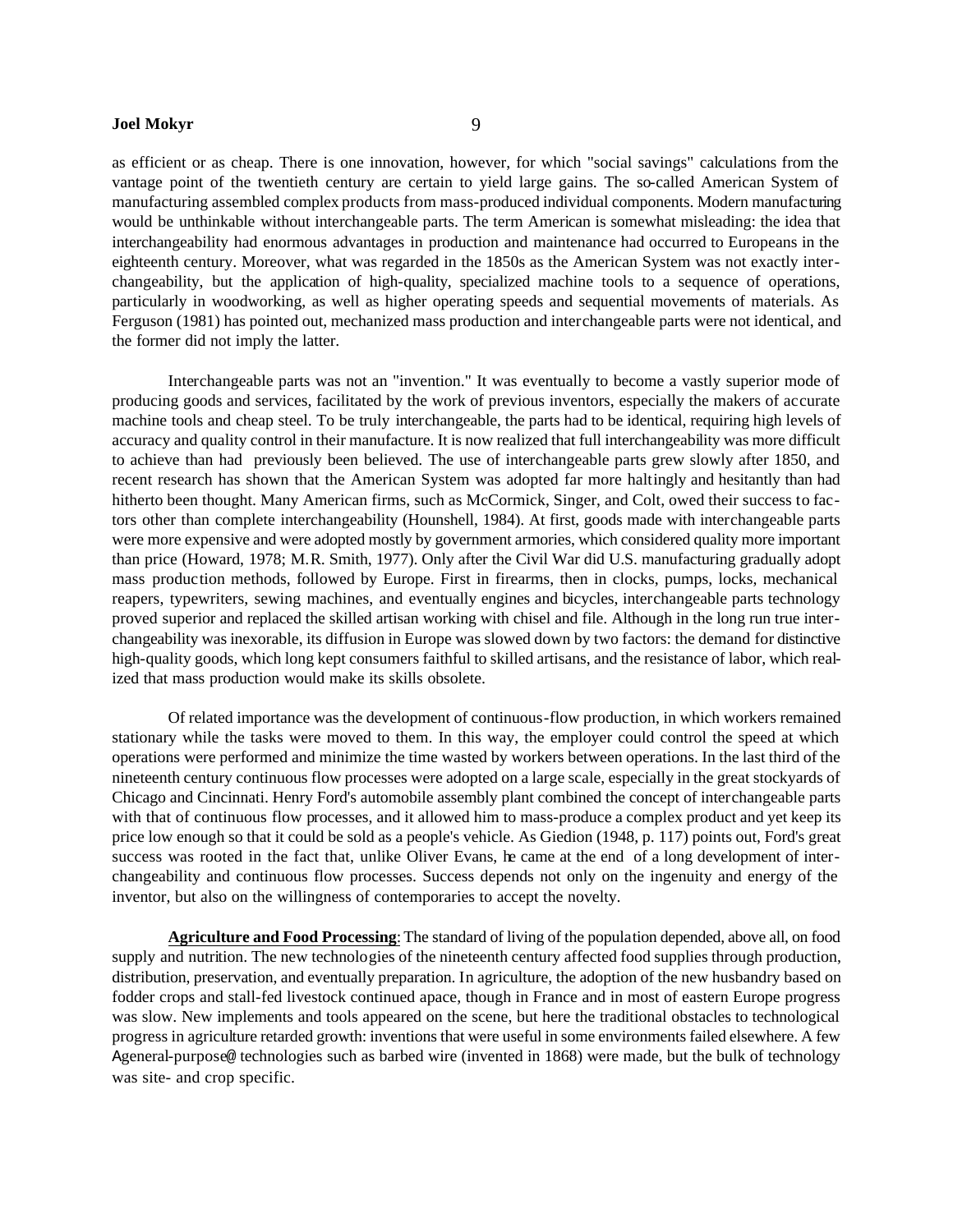as efficient or as cheap. There is one innovation, however, for which "social savings" calculations from the vantage point of the twentieth century are certain to yield large gains. The so-called American System of manufacturing assembled complex products from mass-produced individual components. Modern manufacturing would be unthinkable without interchangeable parts. The term American is somewhat misleading: the idea that interchangeability had enormous advantages in production and maintenance had occurred to Europeans in the eighteenth century. Moreover, what was regarded in the 1850s as the American System was not exactly interchangeability, but the application of high-quality, specialized machine tools to a sequence of operations, particularly in woodworking, as well as higher operating speeds and sequential movements of materials. As Ferguson (1981) has pointed out, mechanized mass production and interchangeable parts were not identical, and the former did not imply the latter.

Interchangeable parts was not an "invention." It was eventually to become a vastly superior mode of producing goods and services, facilitated by the work of previous inventors, especially the makers of accurate machine tools and cheap steel. To be truly interchangeable, the parts had to be identical, requiring high levels of accuracy and quality control in their manufacture. It is now realized that full interchangeability was more difficult to achieve than had previously been believed. The use of interchangeable parts grew slowly after 1850, and recent research has shown that the American System was adopted far more haltingly and hesitantly than had hitherto been thought. Many American firms, such as McCormick, Singer, and Colt, owed their success to factors other than complete interchangeability (Hounshell, 1984). At first, goods made with interchangeable parts were more expensive and were adopted mostly by government armories, which considered quality more important than price (Howard, 1978; M.R. Smith, 1977). Only after the Civil War did U.S. manufacturing gradually adopt mass production methods, followed by Europe. First in firearms, then in clocks, pumps, locks, mechanical reapers, typewriters, sewing machines, and eventually engines and bicycles, interchangeable parts technology proved superior and replaced the skilled artisan working with chisel and file. Although in the long run true interchangeability was inexorable, its diffusion in Europe was slowed down by two factors: the demand for distinctive high-quality goods, which long kept consumers faithful to skilled artisans, and the resistance of labor, which realized that mass production would make its skills obsolete.

Of related importance was the development of continuous-flow production, in which workers remained stationary while the tasks were moved to them. In this way, the employer could control the speed at which operations were performed and minimize the time wasted by workers between operations. In the last third of the nineteenth century continuous flow processes were adopted on a large scale, especially in the great stockyards of Chicago and Cincinnati. Henry Ford's automobile assembly plant combined the concept of interchangeable parts with that of continuous flow processes, and it allowed him to mass-produce a complex product and yet keep its price low enough so that it could be sold as a people's vehicle. As Giedion (1948, p. 117) points out, Ford's great success was rooted in the fact that, unlike Oliver Evans, he came at the end of a long development of interchangeability and continuous flow processes. Success depends not only on the ingenuity and energy of the inventor, but also on the willingness of contemporaries to accept the novelty.

**Agriculture and Food Processing**: The standard of living of the population depended, above all, on food supply and nutrition. The new technologies of the nineteenth century affected food supplies through production, distribution, preservation, and eventually preparation. In agriculture, the adoption of the new husbandry based on fodder crops and stall-fed livestock continued apace, though in France and in most of eastern Europe progress was slow. New implements and tools appeared on the scene, but here the traditional obstacles to technological progress in agriculture retarded growth: inventions that were useful in some environments failed elsewhere. A few Ageneral-purpose@ technologies such as barbed wire (invented in 1868) were made, but the bulk of technology was site- and crop specific.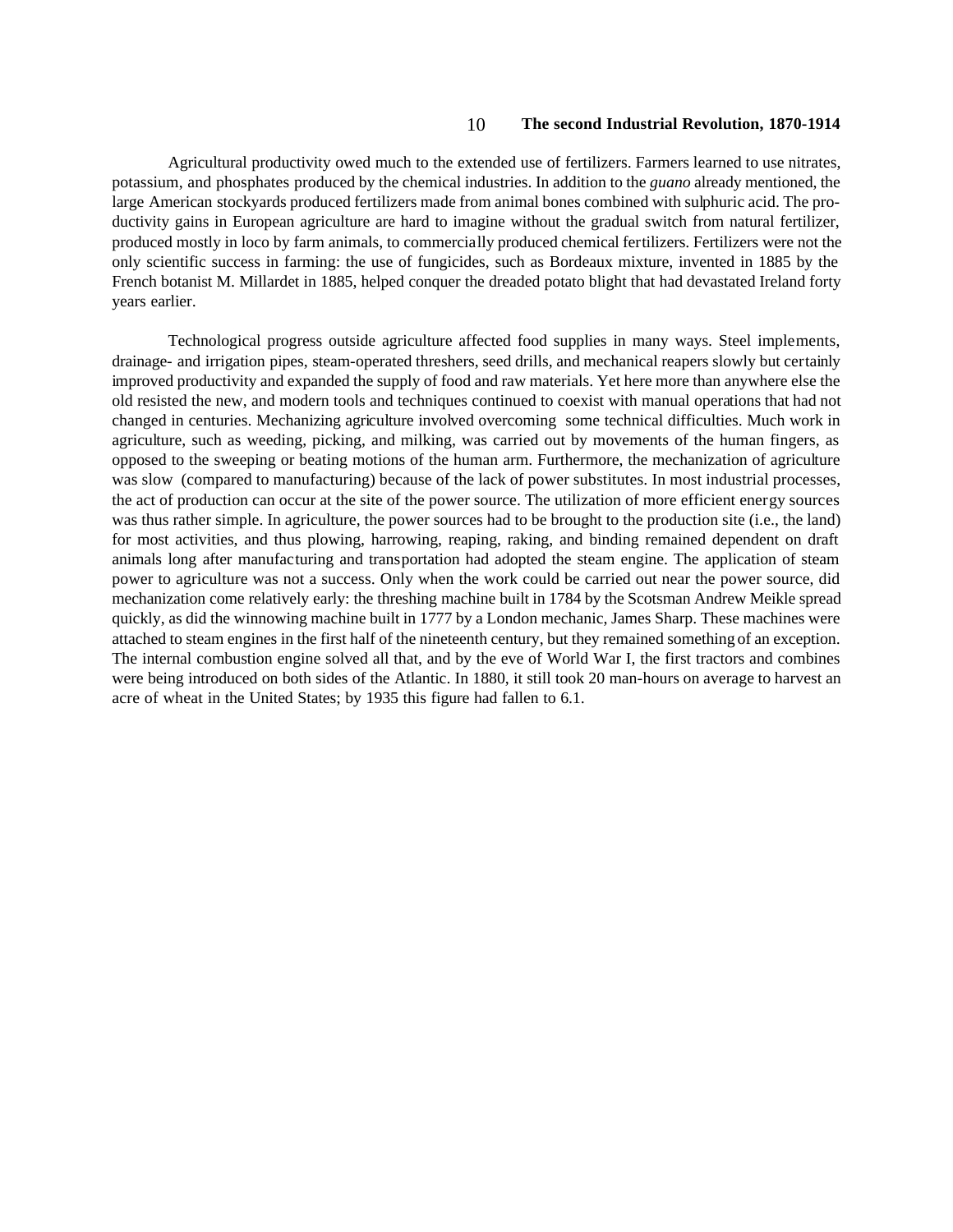Agricultural productivity owed much to the extended use of fertilizers. Farmers learned to use nitrates, potassium, and phosphates produced by the chemical industries. In addition to the *guano* already mentioned, the large American stockyards produced fertilizers made from animal bones combined with sulphuric acid. The productivity gains in European agriculture are hard to imagine without the gradual switch from natural fertilizer, produced mostly in loco by farm animals, to commercially produced chemical fertilizers. Fertilizers were not the only scientific success in farming: the use of fungicides, such as Bordeaux mixture, invented in 1885 by the French botanist M. Millardet in 1885, helped conquer the dreaded potato blight that had devastated Ireland forty years earlier.

Technological progress outside agriculture affected food supplies in many ways. Steel implements, drainage- and irrigation pipes, steam-operated threshers, seed drills, and mechanical reapers slowly but certainly improved productivity and expanded the supply of food and raw materials. Yet here more than anywhere else the old resisted the new, and modern tools and techniques continued to coexist with manual operations that had not changed in centuries. Mechanizing agriculture involved overcoming some technical difficulties. Much work in agriculture, such as weeding, picking, and milking, was carried out by movements of the human fingers, as opposed to the sweeping or beating motions of the human arm. Furthermore, the mechanization of agriculture was slow (compared to manufacturing) because of the lack of power substitutes. In most industrial processes, the act of production can occur at the site of the power source. The utilization of more efficient energy sources was thus rather simple. In agriculture, the power sources had to be brought to the production site (i.e., the land) for most activities, and thus plowing, harrowing, reaping, raking, and binding remained dependent on draft animals long after manufacturing and transportation had adopted the steam engine. The application of steam power to agriculture was not a success. Only when the work could be carried out near the power source, did mechanization come relatively early: the threshing machine built in 1784 by the Scotsman Andrew Meikle spread quickly, as did the winnowing machine built in 1777 by a London mechanic, James Sharp. These machines were attached to steam engines in the first half of the nineteenth century, but they remained something of an exception. The internal combustion engine solved all that, and by the eve of World War I, the first tractors and combines were being introduced on both sides of the Atlantic. In 1880, it still took 20 man-hours on average to harvest an acre of wheat in the United States; by 1935 this figure had fallen to 6.1.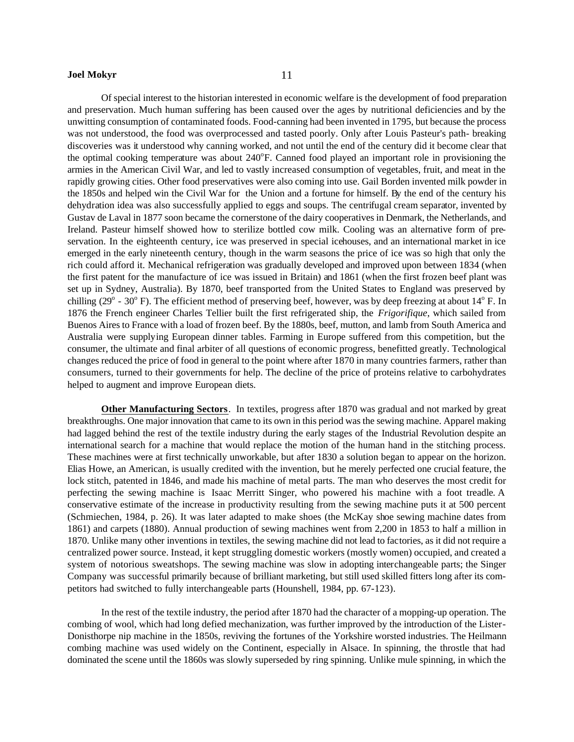Of special interest to the historian interested in economic welfare is the development of food preparation and preservation. Much human suffering has been caused over the ages by nutritional deficiencies and by the unwitting consumption of contaminated foods. Food-canning had been invented in 1795, but because the process was not understood, the food was overprocessed and tasted poorly. Only after Louis Pasteur's path- breaking discoveries was it understood why canning worked, and not until the end of the century did it become clear that the optimal cooking temperature was about 240°F. Canned food played an important role in provisioning the armies in the American Civil War, and led to vastly increased consumption of vegetables, fruit, and meat in the rapidly growing cities. Other food preservatives were also coming into use. Gail Borden invented milk powder in the 1850s and helped win the Civil War for the Union and a fortune for himself. By the end of the century his dehydration idea was also successfully applied to eggs and soups. The centrifugal cream separator, invented by Gustav de Laval in 1877 soon became the cornerstone of the dairy cooperatives in Denmark, the Netherlands, and Ireland. Pasteur himself showed how to sterilize bottled cow milk. Cooling was an alternative form of preservation. In the eighteenth century, ice was preserved in special icehouses, and an international market in ice emerged in the early nineteenth century, though in the warm seasons the price of ice was so high that only the rich could afford it. Mechanical refrigeration was gradually developed and improved upon between 1834 (when the first patent for the manufacture of ice was issued in Britain) and 1861 (when the first frozen beef plant was set up in Sydney, Australia). By 1870, beef transported from the United States to England was preserved by chilling (29° - 30° F). The efficient method of preserving beef, however, was by deep freezing at about 14° F. In 1876 the French engineer Charles Tellier built the first refrigerated ship, the *Frigorifique*, which sailed from Buenos Aires to France with a load of frozen beef. By the 1880s, beef, mutton, and lamb from South America and Australia were supplying European dinner tables. Farming in Europe suffered from this competition, but the consumer, the ultimate and final arbiter of all questions of economic progress, benefitted greatly. Technological changes reduced the price of food in general to the point where after 1870 in many countries farmers, rather than consumers, turned to their governments for help. The decline of the price of proteins relative to carbohydrates helped to augment and improve European diets.

**Other Manufacturing Sectors**. In textiles, progress after 1870 was gradual and not marked by great breakthroughs. One major innovation that came to its own in this period was the sewing machine. Apparel making had lagged behind the rest of the textile industry during the early stages of the Industrial Revolution despite an international search for a machine that would replace the motion of the human hand in the stitching process. These machines were at first technically unworkable, but after 1830 a solution began to appear on the horizon. Elias Howe, an American, is usually credited with the invention, but he merely perfected one crucial feature, the lock stitch, patented in 1846, and made his machine of metal parts. The man who deserves the most credit for perfecting the sewing machine is Isaac Merritt Singer, who powered his machine with a foot treadle. A conservative estimate of the increase in productivity resulting from the sewing machine puts it at 500 percent (Schmiechen, 1984, p. 26). It was later adapted to make shoes (the McKay shoe sewing machine dates from 1861) and carpets (1880). Annual production of sewing machines went from 2,200 in 1853 to half a million in 1870. Unlike many other inventions in textiles, the sewing machine did not lead to factories, as it did not require a centralized power source. Instead, it kept struggling domestic workers (mostly women) occupied, and created a system of notorious sweatshops. The sewing machine was slow in adopting interchangeable parts; the Singer Company was successful primarily because of brilliant marketing, but still used skilled fitters long after its competitors had switched to fully interchangeable parts (Hounshell, 1984, pp. 67-123).

In the rest of the textile industry, the period after 1870 had the character of a mopping-up operation. The combing of wool, which had long defied mechanization, was further improved by the introduction of the Lister-Donisthorpe nip machine in the 1850s, reviving the fortunes of the Yorkshire worsted industries. The Heilmann combing machine was used widely on the Continent, especially in Alsace. In spinning, the throstle that had dominated the scene until the 1860s was slowly superseded by ring spinning. Unlike mule spinning, in which the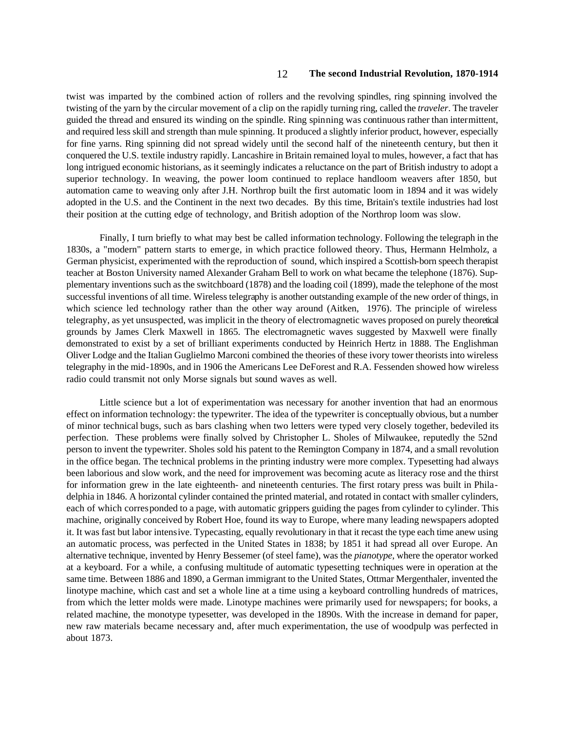twist was imparted by the combined action of rollers and the revolving spindles, ring spinning involved the twisting of the yarn by the circular movement of a clip on the rapidly turning ring, called the *traveler*. The traveler guided the thread and ensured its winding on the spindle. Ring spinning was continuous rather than intermittent, and required less skill and strength than mule spinning. It produced a slightly inferior product, however, especially for fine yarns. Ring spinning did not spread widely until the second half of the nineteenth century, but then it conquered the U.S. textile industry rapidly. Lancashire in Britain remained loyal to mules, however, a fact that has long intrigued economic historians, as it seemingly indicates a reluctance on the part of British industry to adopt a superior technology. In weaving, the power loom continued to replace handloom weavers after 1850, but automation came to weaving only after J.H. Northrop built the first automatic loom in 1894 and it was widely adopted in the U.S. and the Continent in the next two decades. By this time, Britain's textile industries had lost their position at the cutting edge of technology, and British adoption of the Northrop loom was slow.

Finally, I turn briefly to what may best be called information technology. Following the telegraph in the 1830s, a "modern" pattern starts to emerge, in which practice followed theory. Thus, Hermann Helmholz, a German physicist, experimented with the reproduction of sound, which inspired a Scottish-born speech therapist teacher at Boston University named Alexander Graham Bell to work on what became the telephone (1876). Supplementary inventions such as the switchboard (1878) and the loading coil (1899), made the telephone of the most successful inventions of all time. Wireless telegraphy is another outstanding example of the new order of things, in which science led technology rather than the other way around (Aitken, 1976). The principle of wireless telegraphy, as yet unsuspected, was implicit in the theory of electromagnetic waves proposed on purely theoretical grounds by James Clerk Maxwell in 1865. The electromagnetic waves suggested by Maxwell were finally demonstrated to exist by a set of brilliant experiments conducted by Heinrich Hertz in 1888. The Englishman Oliver Lodge and the Italian Guglielmo Marconi combined the theories of these ivory tower theorists into wireless telegraphy in the mid-1890s, and in 1906 the Americans Lee DeForest and R.A. Fessenden showed how wireless radio could transmit not only Morse signals but sound waves as well.

Little science but a lot of experimentation was necessary for another invention that had an enormous effect on information technology: the typewriter. The idea of the typewriter is conceptually obvious, but a number of minor technical bugs, such as bars clashing when two letters were typed very closely together, bedeviled its perfection. These problems were finally solved by Christopher L. Sholes of Milwaukee, reputedly the 52nd person to invent the typewriter. Sholes sold his patent to the Remington Company in 1874, and a small revolution in the office began. The technical problems in the printing industry were more complex. Typesetting had always been laborious and slow work, and the need for improvement was becoming acute as literacy rose and the thirst for information grew in the late eighteenth- and nineteenth centuries. The first rotary press was built in Philadelphia in 1846. A horizontal cylinder contained the printed material, and rotated in contact with smaller cylinders, each of which corresponded to a page, with automatic grippers guiding the pages from cylinder to cylinder. This machine, originally conceived by Robert Hoe, found its way to Europe, where many leading newspapers adopted it. It was fast but labor intensive. Typecasting, equally revolutionary in that it recast the type each time anew using an automatic process, was perfected in the United States in 1838; by 1851 it had spread all over Europe. An alternative technique, invented by Henry Bessemer (of steel fame), was the *pianotype*, where the operator worked at a keyboard. For a while, a confusing multitude of automatic typesetting techniques were in operation at the same time. Between 1886 and 1890, a German immigrant to the United States, Ottmar Mergenthaler, invented the linotype machine, which cast and set a whole line at a time using a keyboard controlling hundreds of matrices, from which the letter molds were made. Linotype machines were primarily used for newspapers; for books, a related machine, the monotype typesetter, was developed in the 1890s. With the increase in demand for paper, new raw materials became necessary and, after much experimentation, the use of woodpulp was perfected in about 1873.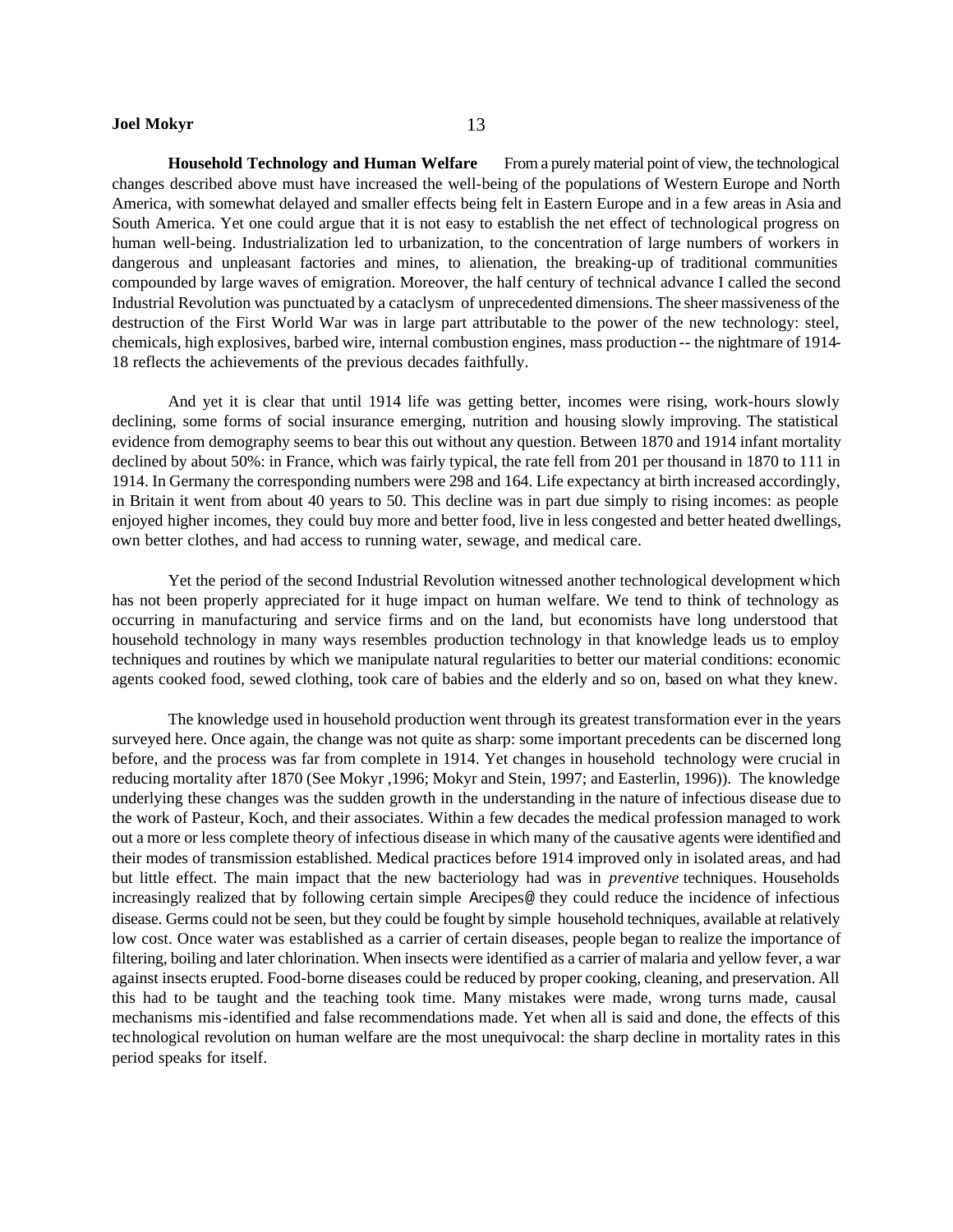**Household Technology and Human Welfare** From a purely material point of view, the technological changes described above must have increased the well-being of the populations of Western Europe and North America, with somewhat delayed and smaller effects being felt in Eastern Europe and in a few areas in Asia and South America. Yet one could argue that it is not easy to establish the net effect of technological progress on human well-being. Industrialization led to urbanization, to the concentration of large numbers of workers in dangerous and unpleasant factories and mines, to alienation, the breaking-up of traditional communities compounded by large waves of emigration. Moreover, the half century of technical advance I called the second Industrial Revolution was punctuated by a cataclysm of unprecedented dimensions. The sheer massiveness of the destruction of the First World War was in large part attributable to the power of the new technology: steel, chemicals, high explosives, barbed wire, internal combustion engines, mass production -- the nightmare of 1914-18 reflects the achievements of the previous decades faithfully.

And yet it is clear that until 1914 life was getting better, incomes were rising, work-hours slowly declining, some forms of social insurance emerging, nutrition and housing slowly improving. The statistical evidence from demography seems to bear this out without any question. Between 1870 and 1914 infant mortality declined by about 50%: in France, which was fairly typical, the rate fell from 201 per thousand in 1870 to 111 in 1914. In Germany the corresponding numbers were 298 and 164. Life expectancy at birth increased accordingly, in Britain it went from about 40 years to 50. This decline was in part due simply to rising incomes: as people enjoyed higher incomes, they could buy more and better food, live in less congested and better heated dwellings, own better clothes, and had access to running water, sewage, and medical care.

Yet the period of the second Industrial Revolution witnessed another technological development which has not been properly appreciated for it huge impact on human welfare. We tend to think of technology as occurring in manufacturing and service firms and on the land, but economists have long understood that household technology in many ways resembles production technology in that knowledge leads us to employ techniques and routines by which we manipulate natural regularities to better our material conditions: economic agents cooked food, sewed clothing, took care of babies and the elderly and so on, based on what they knew.

The knowledge used in household production went through its greatest transformation ever in the years surveyed here. Once again, the change was not quite as sharp: some important precedents can be discerned long before, and the process was far from complete in 1914. Yet changes in household technology were crucial in reducing mortality after 1870 (See Mokyr ,1996; Mokyr and Stein, 1997; and Easterlin, 1996)). The knowledge underlying these changes was the sudden growth in the understanding in the nature of infectious disease due to the work of Pasteur, Koch, and their associates. Within a few decades the medical profession managed to work out a more or less complete theory of infectious disease in which many of the causative agents were identified and their modes of transmission established. Medical practices before 1914 improved only in isolated areas, and had but little effect. The main impact that the new bacteriology had was in *preventive* techniques. Households increasingly realized that by following certain simple Arecipes@ they could reduce the incidence of infectious disease. Germs could not be seen, but they could be fought by simple household techniques, available at relatively low cost. Once water was established as a carrier of certain diseases, people began to realize the importance of filtering, boiling and later chlorination. When insects were identified as a carrier of malaria and yellow fever, a war against insects erupted. Food-borne diseases could be reduced by proper cooking, cleaning, and preservation. All this had to be taught and the teaching took time. Many mistakes were made, wrong turns made, causal mechanisms mis-identified and false recommendations made. Yet when all is said and done, the effects of this technological revolution on human welfare are the most unequivocal: the sharp decline in mortality rates in this period speaks for itself.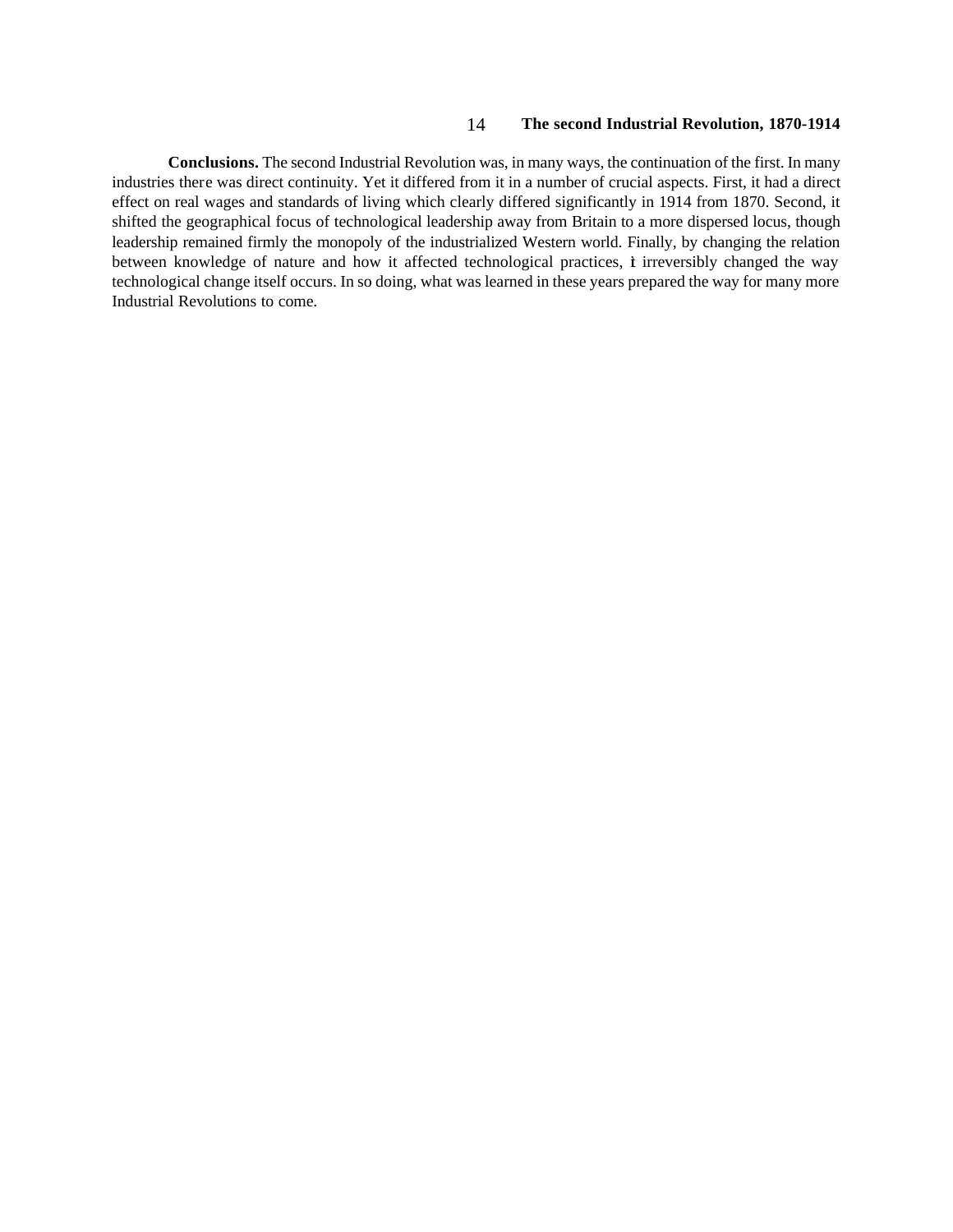**Conclusions.** The second Industrial Revolution was, in many ways, the continuation of the first. In many industries there was direct continuity. Yet it differed from it in a number of crucial aspects. First, it had a direct effect on real wages and standards of living which clearly differed significantly in 1914 from 1870. Second, it shifted the geographical focus of technological leadership away from Britain to a more dispersed locus, though leadership remained firmly the monopoly of the industrialized Western world. Finally, by changing the relation between knowledge of nature and how it affected technological practices, it irreversibly changed the way technological change itself occurs. In so doing, what was learned in these years prepared the way for many more Industrial Revolutions to come.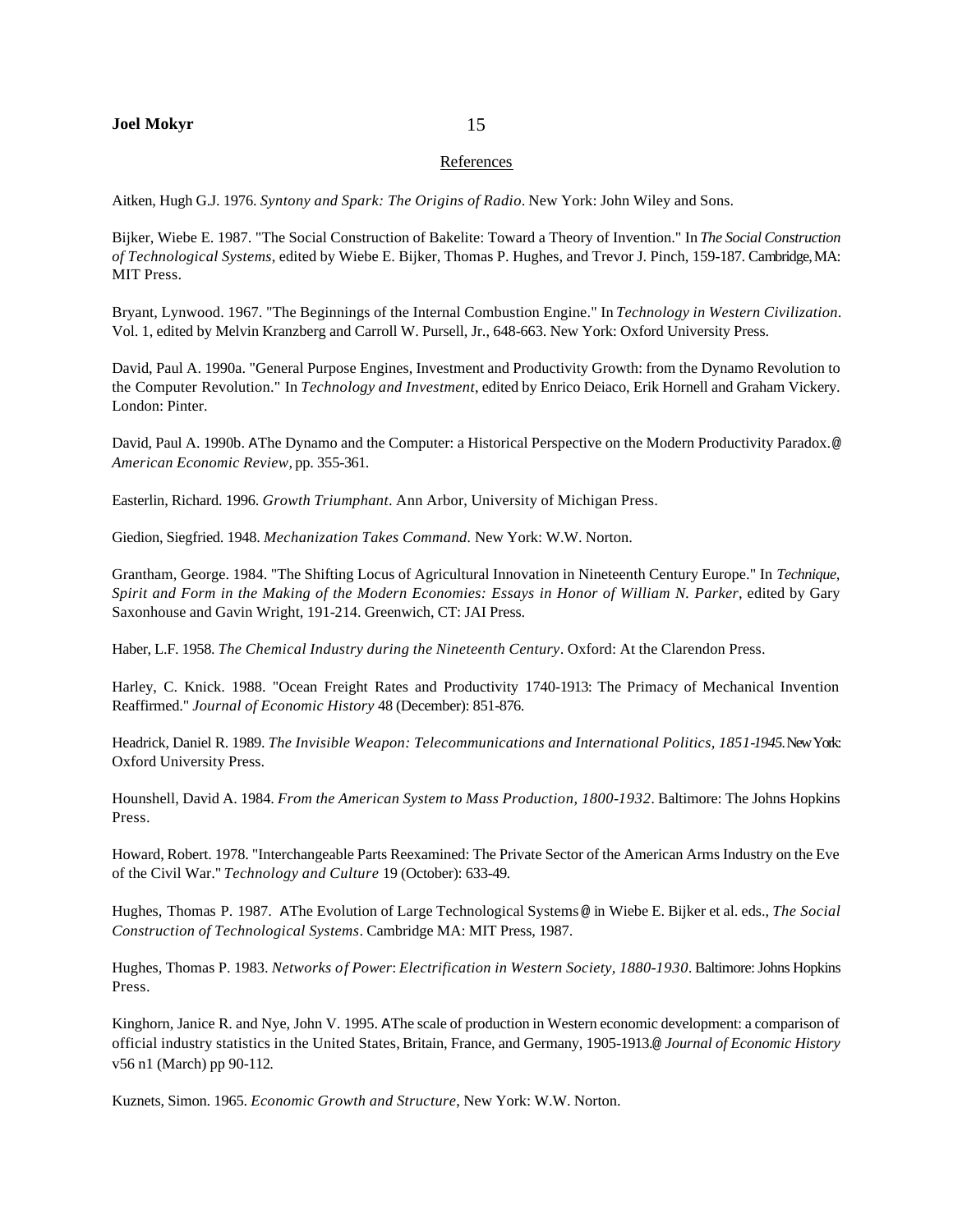## References

Aitken, Hugh G.J. 1976. *Syntony and Spark: The Origins of Radio*. New York: John Wiley and Sons.

Bijker, Wiebe E. 1987. "The Social Construction of Bakelite: Toward a Theory of Invention." In *The Social Construction of Technological Systems*, edited by Wiebe E. Bijker, Thomas P. Hughes, and Trevor J. Pinch, 159-187. Cambridge, MA: MIT Press.

Bryant, Lynwood. 1967. "The Beginnings of the Internal Combustion Engine." In *Technology in Western Civilization*. Vol. 1, edited by Melvin Kranzberg and Carroll W. Pursell, Jr., 648-663. New York: Oxford University Press.

David, Paul A. 1990a. "General Purpose Engines, Investment and Productivity Growth: from the Dynamo Revolution to the Computer Revolution." In *Technology and Investment*, edited by Enrico Deiaco, Erik Hornell and Graham Vickery. London: Pinter.

David, Paul A. 1990b. AThe Dynamo and the Computer: a Historical Perspective on the Modern Productivity Paradox.@ *American Economic Review,* pp. 355-361.

Easterlin, Richard. 1996. *Growth Triumphant*. Ann Arbor, University of Michigan Press.

Giedion, Siegfried. 1948. *Mechanization Takes Command*. New York: W.W. Norton.

Grantham, George. 1984. "The Shifting Locus of Agricultural Innovation in Nineteenth Century Europe." In *Technique, Spirit and Form in the Making of the Modern Economies: Essays in Honor of William N. Parker*, edited by Gary Saxonhouse and Gavin Wright, 191-214. Greenwich, CT: JAI Press.

Haber, L.F. 1958. *The Chemical Industry during the Nineteenth Century*. Oxford: At the Clarendon Press.

Harley, C. Knick. 1988. "Ocean Freight Rates and Productivity 1740-1913: The Primacy of Mechanical Invention Reaffirmed." *Journal of Economic History* 48 (December): 851-876.

Headrick, Daniel R. 1989. *The Invisible Weapon: Telecommunications and International Politics, 1851-1945.* New York: Oxford University Press.

Hounshell, David A. 1984. *From the American System to Mass Production, 1800-1932*. Baltimore: The Johns Hopkins Press.

Howard, Robert. 1978. "Interchangeable Parts Reexamined: The Private Sector of the American Arms Industry on the Eve of the Civil War." *Technology and Culture* 19 (October): 633-49.

Hughes, Thomas P. 1987. AThe Evolution of Large Technological Systems@ in Wiebe E. Bijker et al. eds., *The Social Construction of Technological Systems*. Cambridge MA: MIT Press, 1987.

Hughes, Thomas P. 1983. *Networks of Power: Electrification in Western Society, 1880-1930*. Baltimore: Johns Hopkins Press.

Kinghorn, Janice R. and Nye, John V. 1995. AThe scale of production in Western economic development: a comparison of official industry statistics in the United States, Britain, France, and Germany, 1905-1913.@ *Journal of Economic History* v56 n1 (March) pp 90-112.

Kuznets, Simon. 1965. *Economic Growth and Structure*, New York: W.W. Norton.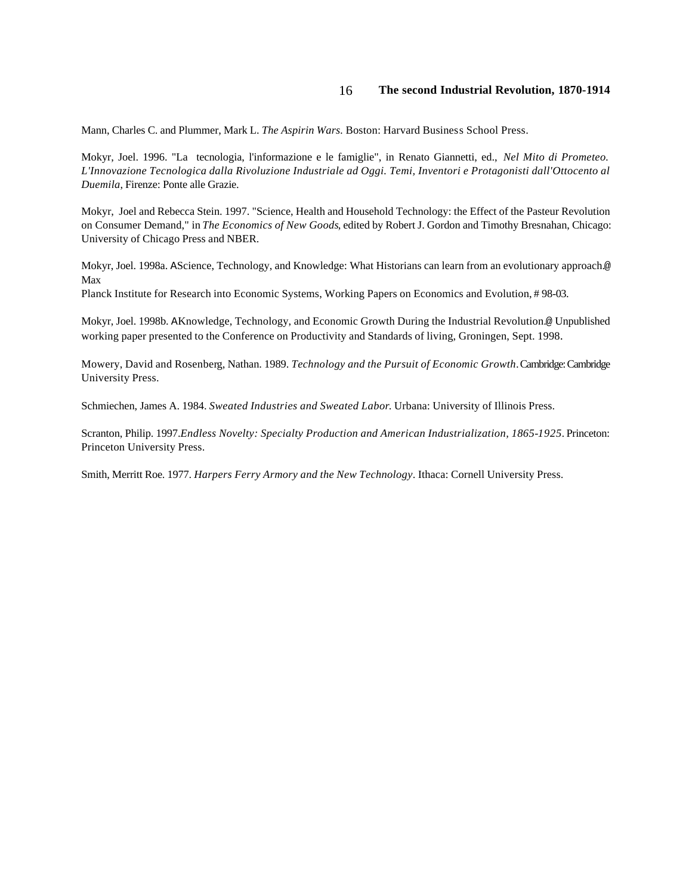Mann, Charles C. and Plummer, Mark L. *The Aspirin Wars.* Boston: Harvard Business School Press.

Mokyr, Joel. 1996. "La tecnologia, l'informazione e le famiglie", in Renato Giannetti, ed., *Nel Mito di Prometeo. L'Innovazione Tecnologica dalla Rivoluzione Industriale ad Oggi. Temi, Inventori e Protagonisti dall'Ottocento al Duemila*, Firenze: Ponte alle Grazie.

Mokyr, Joel and Rebecca Stein. 1997. "Science, Health and Household Technology: the Effect of the Pasteur Revolution on Consumer Demand," in *The Economics of New Goods*, edited by Robert J. Gordon and Timothy Bresnahan, Chicago: University of Chicago Press and NBER.

Mokyr, Joel. 1998a. AScience, Technology, and Knowledge: What Historians can learn from an evolutionary approach.@ Max
Planck Institute for Research into Economic Systems, Working Papers on Economics and Evolution, # 98-03.

Mokyr, Joel. 1998b. AKnowledge, Technology, and Economic Growth During the Industrial Revolution.@ Unpublished working paper presented to the Conference on Productivity and Standards of living, Groningen, Sept. 1998.

Mowery, David and Rosenberg, Nathan. 1989. *Technology and the Pursuit of Economic Growth*. Cambridge: Cambridge University Press.

Schmiechen, James A. 1984. *Sweated Industries and Sweated Labor.* Urbana: University of Illinois Press.

Scranton, Philip. 1997.*Endless Novelty: Specialty Production and American Industrialization, 1865-1925*. Princeton: Princeton University Press.

Smith, Merritt Roe. 1977. *Harpers Ferry Armory and the New Technology*. Ithaca: Cornell University Press.